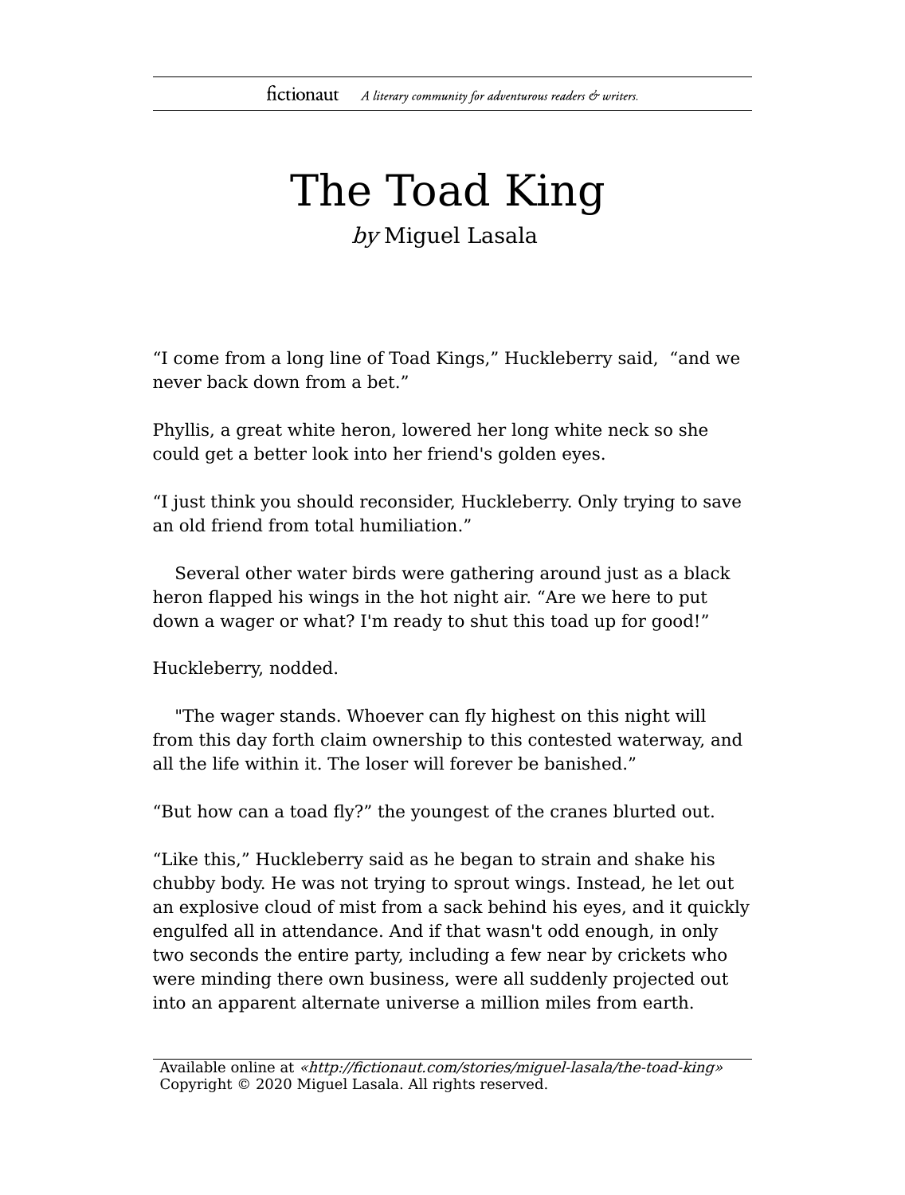# The Toad King

*by* Miguel Lasala

"I come from a long line of Toad Kings," Huckleberry said, "and we never back down from a bet."

Phyllis, a great white heron, lowered her long white neck so she could get a better look into her friend's golden eyes.

"I just think you should reconsider, Huckleberry. Only trying to save an old friend from total humiliation."

Several other water birds were gathering around just as a black heron flapped his wings in the hot night air. "Are we here to put down a wager or what? I'm ready to shut this toad up for good!"

Huckleberry, nodded.

"The wager stands. Whoever can fly highest on this night will from this day forth claim ownership to this contested waterway, and all the life within it. The loser will forever be banished."

"But how can a toad fly?" the youngest of the cranes blurted out.

"Like this," Huckleberry said as he began to strain and shake his chubby body. He was not trying to sprout wings. Instead, he let out an explosive cloud of mist from a sack behind his eyes, and it quickly engulfed all in attendance. And if that wasn't odd enough, in only two seconds the entire party, including a few near by crickets who were minding there own business, were all suddenly projected out into an apparent alternate universe a million miles from earth.

Available online at *«http://fictionaut.com/stories/miguel-lasala/the-toad-king»*
Copyright © 2020 Miguel Lasala. All rights reserved.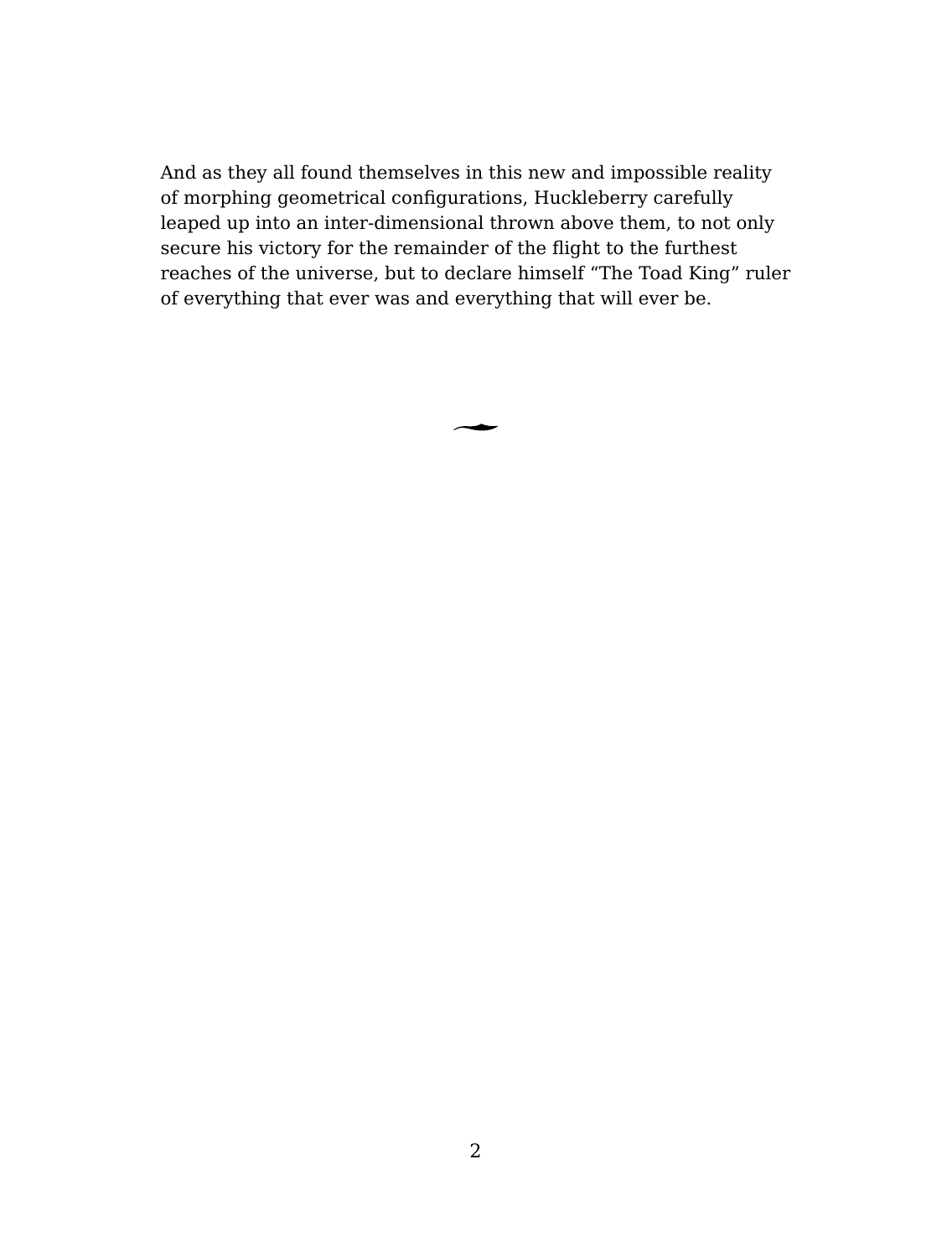And as they all found themselves in this new and impossible reality of morphing geometrical configurations, Huckleberry carefully leaped up into an inter-dimensional thrown above them, to not only secure his victory for the remainder of the flight to the furthest reaches of the universe, but to declare himself “The Toad King” ruler of everything that ever was and everything that will ever be.